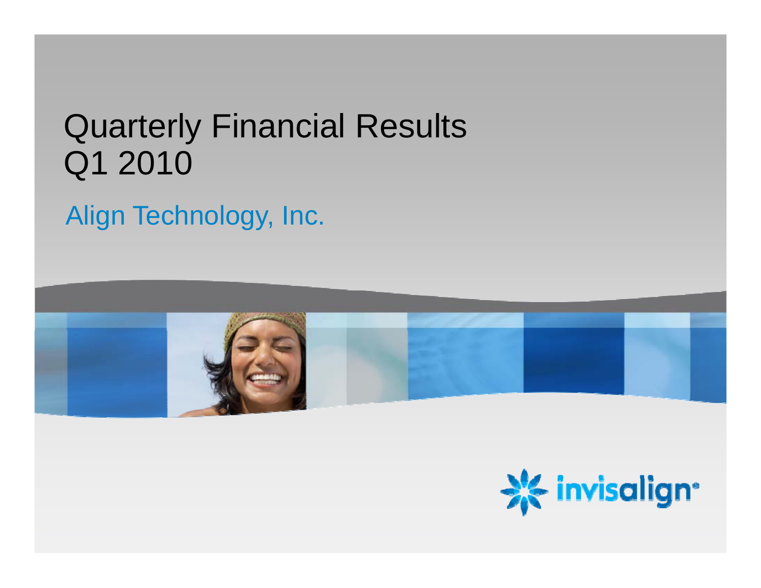# Quarterly Financial Results
# Q1 2010

## Align Technology, Inc.

invisalign®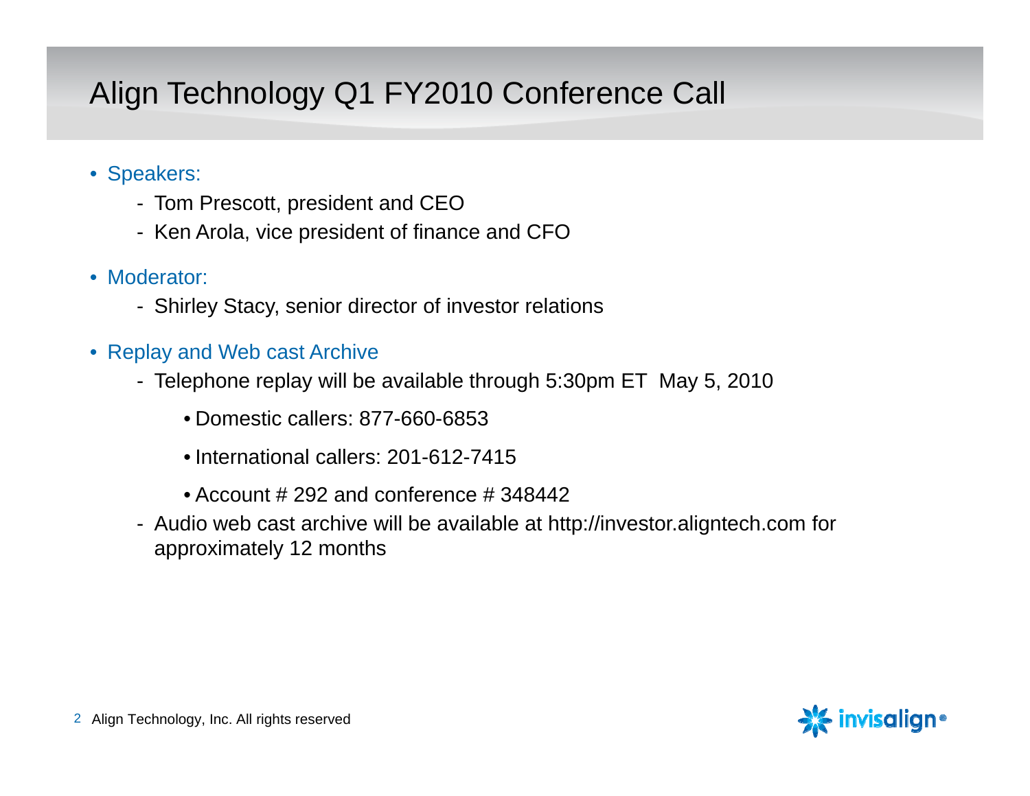# Align Technology Q1 FY2010 Conference Call

- Speakers:
  - Tom Prescott, president and CEO
  - Ken Arola, vice president of finance and CFO
- Moderator:
  - Shirley Stacy, senior director of investor relations
- Replay and Web cast Archive
  - Telephone replay will be available through 5:30pm ET May 5, 2010
    - Domestic callers: 877-660-6853
    - International callers: 201-612-7415
    - Account # 292 and conference # 348442
  - Audio web cast archive will be available at http://investor.aligntech.com for approximately 12 months

Align Technology, Inc. All rights reserved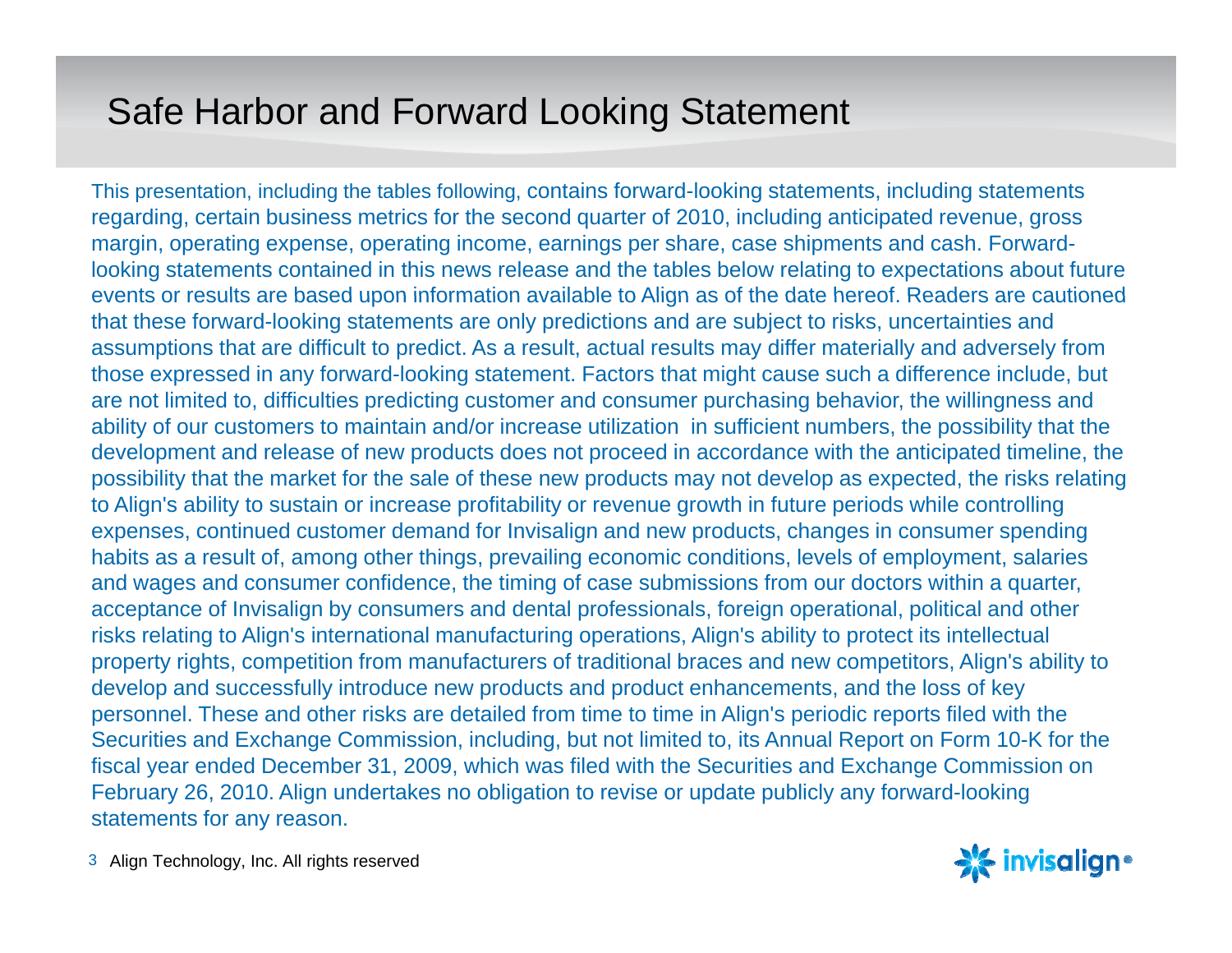# Safe Harbor and Forward Looking Statement

This presentation, including the tables following, contains forward-looking statements, including statements regarding, certain business metrics for the second quarter of 2010, including anticipated revenue, gross margin, operating expense, operating income, earnings per share, case shipments and cash. Forward-looking statements contained in this news release and the tables below relating to expectations about future events or results are based upon information available to Align as of the date hereof. Readers are cautioned that these forward-looking statements are only predictions and are subject to risks, uncertainties and assumptions that are difficult to predict. As a result, actual results may differ materially and adversely from those expressed in any forward-looking statement. Factors that might cause such a difference include, but are not limited to, difficulties predicting customer and consumer purchasing behavior, the willingness and ability of our customers to maintain and/or increase utilization in sufficient numbers, the possibility that the development and release of new products does not proceed in accordance with the anticipated timeline, the possibility that the market for the sale of these new products may not develop as expected, the risks relating to Align's ability to sustain or increase profitability or revenue growth in future periods while controlling expenses, continued customer demand for Invisalign and new products, changes in consumer spending habits as a result of, among other things, prevailing economic conditions, levels of employment, salaries and wages and consumer confidence, the timing of case submissions from our doctors within a quarter, acceptance of Invisalign by consumers and dental professionals, foreign operational, political and other risks relating to Align's international manufacturing operations, Align's ability to protect its intellectual property rights, competition from manufacturers of traditional braces and new competitors, Align's ability to develop and successfully introduce new products and product enhancements, and the loss of key personnel. These and other risks are detailed from time to time in Align's periodic reports filed with the Securities and Exchange Commission, including, but not limited to, its Annual Report on Form 10-K for the fiscal year ended December 31, 2009, which was filed with the Securities and Exchange Commission on February 26, 2010. Align undertakes no obligation to revise or update publicly any forward-looking statements for any reason.

Align Technology, Inc. All rights reserved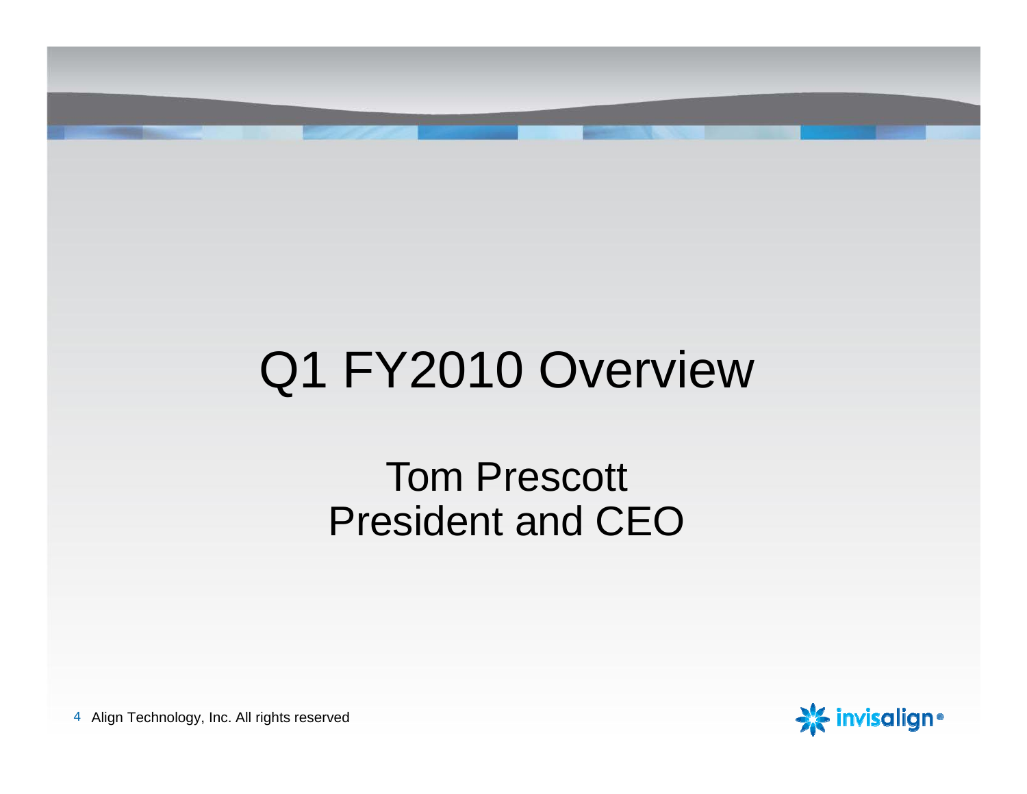# Q1 FY2010 Overview

Tom Prescott
President and CEO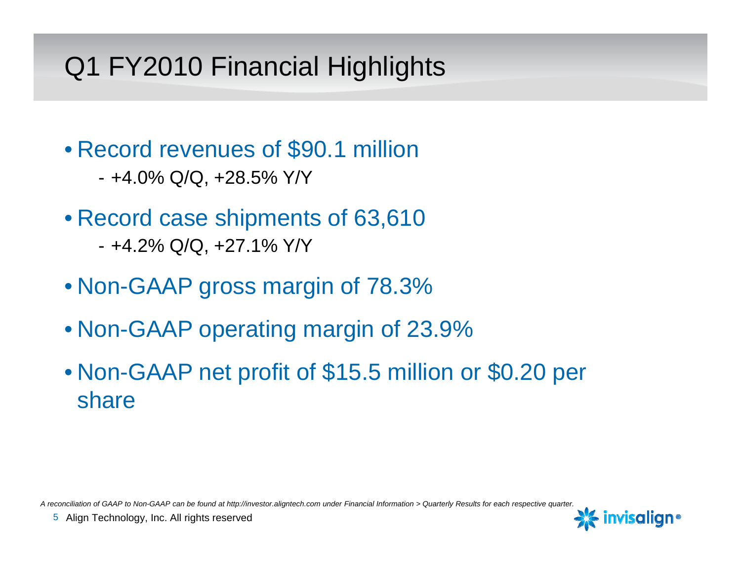# Q1 FY2010 Financial Highlights

- Record revenues of $90.1 million
  - +4.0% Q/Q, +28.5% Y/Y
- Record case shipments of 63,610
  - +4.2% Q/Q, +27.1% Y/Y
- Non-GAAP gross margin of 78.3%
- Non-GAAP operating margin of 23.9%
- Non-GAAP net profit of $15.5 million or $0.20 per share

*A reconciliation of GAAP to Non-GAAP can be found at http://investor.aligntech.com under Financial Information > Quarterly Results for each respective quarter.*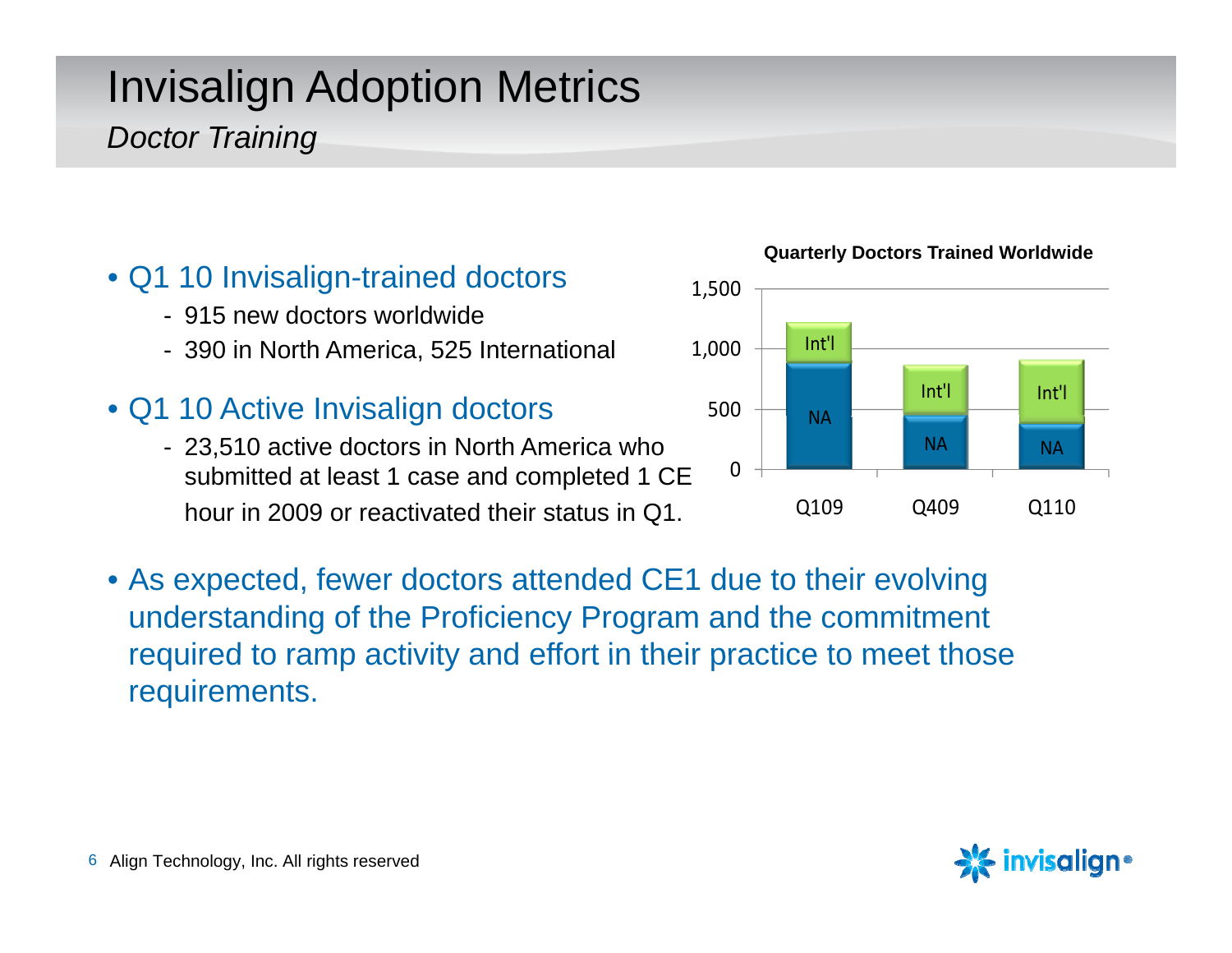# Invisalign Adoption Metrics

*Doctor Training*

- Q1 10 Invisalign-trained doctors
  - 915 new doctors worldwide
  - 390 in North America, 525 International
- Q1 10 Active Invisalign doctors
  - 23,510 active doctors in North America who submitted at least 1 case and completed 1 CE hour in 2009 or reactivated their status in Q1.

**Quarterly Doctors Trained Worldwide**

1,500
1,000
500
0

Int'l
NA
Q109

Int'l
NA
Q409

Int'l
NA
Q110

- As expected, fewer doctors attended CE1 due to their evolving understanding of the Proficiency Program and the commitment required to ramp activity and effort in their practice to meet those requirements.

Align Technology, Inc. All rights reserved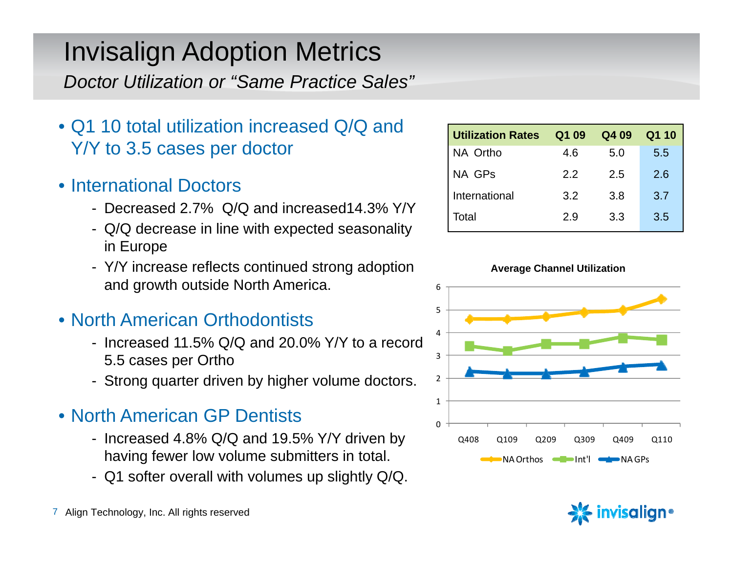# Invisalign Adoption Metrics

*Doctor Utilization or "Same Practice Sales"*

- Q1 10 total utilization increased Q/Q and Y/Y to 3.5 cases per doctor
- International Doctors
  - Decreased 2.7% Q/Q and increased14.3% Y/Y
  - Q/Q decrease in line with expected seasonality in Europe
  - Y/Y increase reflects continued strong adoption and growth outside North America.
- North American Orthodontists
  - Increased 11.5% Q/Q and 20.0% Y/Y to a record 5.5 cases per Ortho
  - Strong quarter driven by higher volume doctors.
- North American GP Dentists
  - Increased 4.8% Q/Q and 19.5% Y/Y driven by having fewer low volume submitters in total.
  - Q1 softer overall with volumes up slightly Q/Q.

| Utilization Rates | Q1 09 | Q4 09 | Q1 10 |
|---|---|---|---|
| NA Ortho | 4.6 | 5.0 | 5.5 |
| NA GPs | 2.2 | 2.5 | 2.6 |
| International | 3.2 | 3.8 | 3.7 |
| Total | 2.9 | 3.3 | 3.5 |

**Average Channel Utilization**

(Line chart: NA Orthos, Int'l, NA GPs; Q408–Q110; y-axis 0–6)

Align Technology, Inc. All rights reserved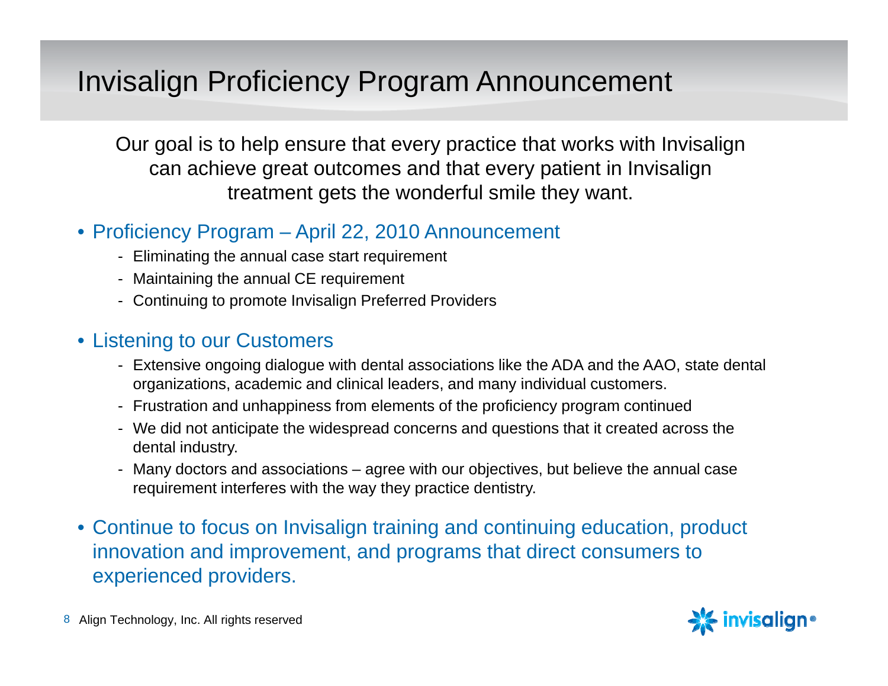# Invisalign Proficiency Program Announcement

Our goal is to help ensure that every practice that works with Invisalign can achieve great outcomes and that every patient in Invisalign treatment gets the wonderful smile they want.

- Proficiency Program – April 22, 2010 Announcement
  - Eliminating the annual case start requirement
  - Maintaining the annual CE requirement
  - Continuing to promote Invisalign Preferred Providers
- Listening to our Customers
  - Extensive ongoing dialogue with dental associations like the ADA and the AAO, state dental organizations, academic and clinical leaders, and many individual customers.
  - Frustration and unhappiness from elements of the proficiency program continued
  - We did not anticipate the widespread concerns and questions that it created across the dental industry.
  - Many doctors and associations – agree with our objectives, but believe the annual case requirement interferes with the way they practice dentistry.
- Continue to focus on Invisalign training and continuing education, product innovation and improvement, and programs that direct consumers to experienced providers.

Align Technology, Inc. All rights reserved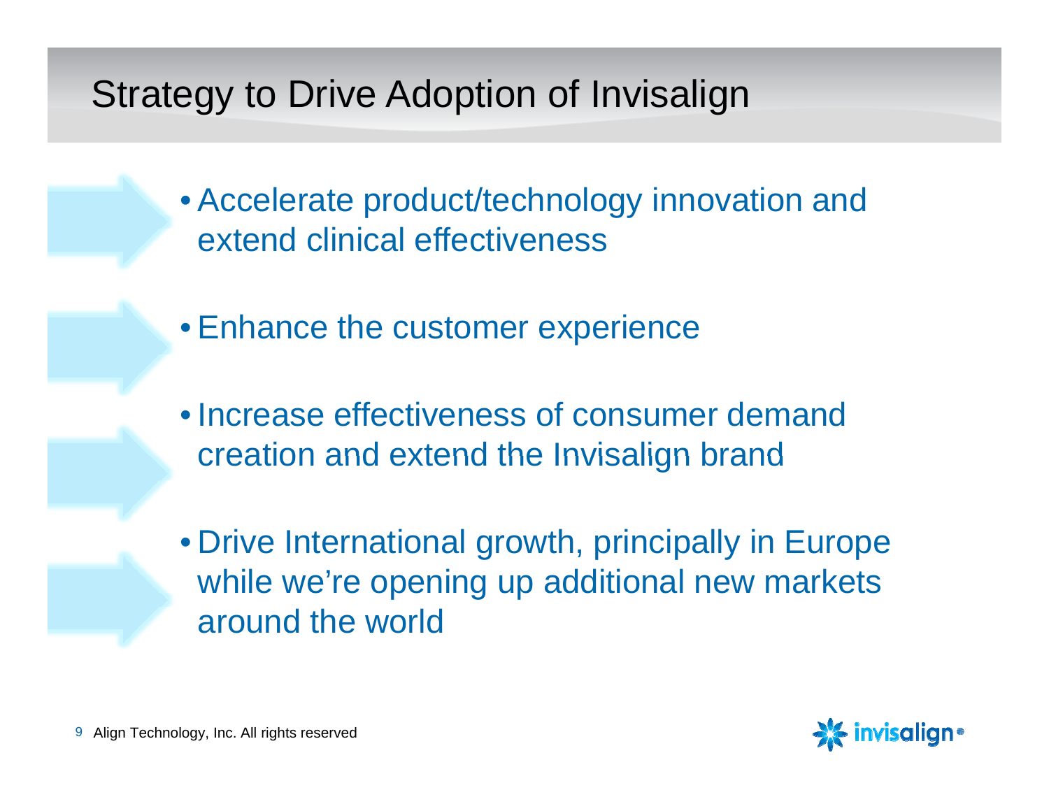# Strategy to Drive Adoption of Invisalign

- Accelerate product/technology innovation and extend clinical effectiveness
- Enhance the customer experience
- Increase effectiveness of consumer demand creation and extend the Invisalign brand
- Drive International growth, principally in Europe while we're opening up additional new markets around the world

Align Technology, Inc. All rights reserved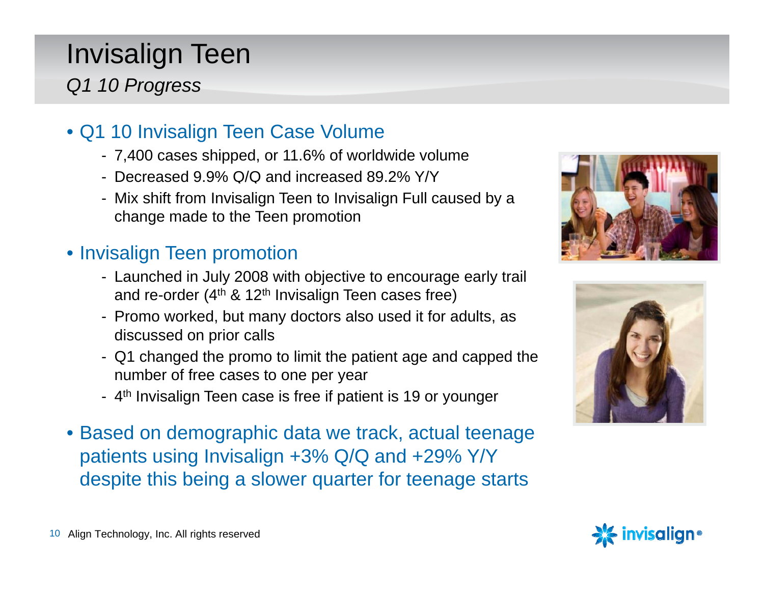# Invisalign Teen

*Q1 10 Progress*

- Q1 10 Invisalign Teen Case Volume
  - 7,400 cases shipped, or 11.6% of worldwide volume
  - Decreased 9.9% Q/Q and increased 89.2% Y/Y
  - Mix shift from Invisalign Teen to Invisalign Full caused by a change made to the Teen promotion
- Invisalign Teen promotion
  - Launched in July 2008 with objective to encourage early trail and re-order (4th & 12th Invisalign Teen cases free)
  - Promo worked, but many doctors also used it for adults, as discussed on prior calls
  - Q1 changed the promo to limit the patient age and capped the number of free cases to one per year
  - 4th Invisalign Teen case is free if patient is 19 or younger
- Based on demographic data we track, actual teenage patients using Invisalign +3% Q/Q and +29% Y/Y despite this being a slower quarter for teenage starts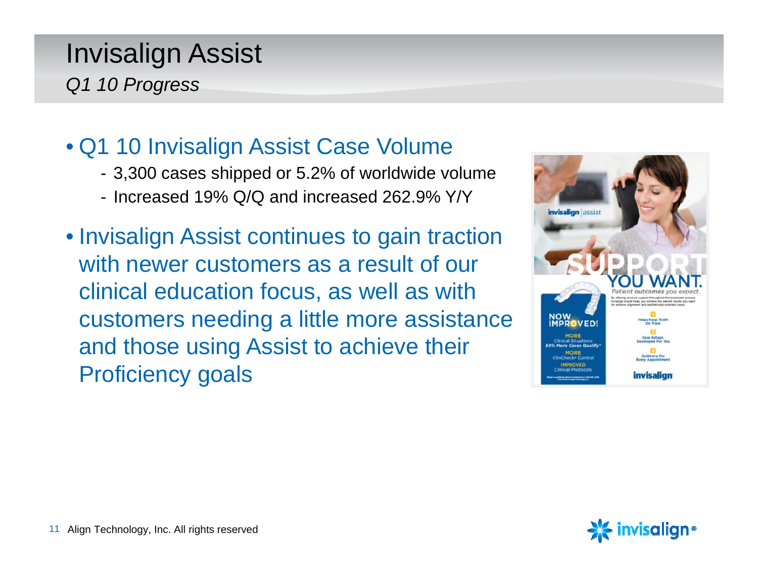# Invisalign Assist

*Q1 10 Progress*

- Q1 10 Invisalign Assist Case Volume
  - 3,300 cases shipped or 5.2% of worldwide volume
  - Increased 19% Q/Q and increased 262.9% Y/Y
- Invisalign Assist continues to gain traction with newer customers as a result of our clinical education focus, as well as with customers needing a little more assistance and those using Assist to achieve their Proficiency goals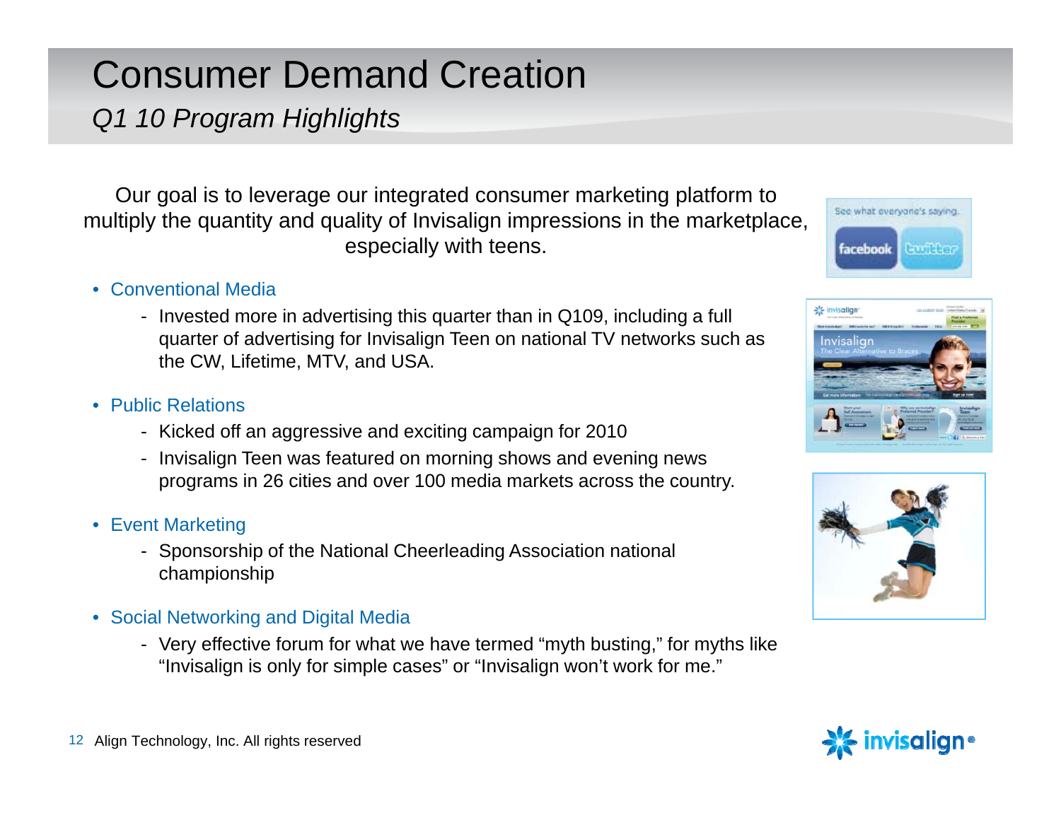# Consumer Demand Creation

*Q1 10 Program Highlights*

Our goal is to leverage our integrated consumer marketing platform to multiply the quantity and quality of Invisalign impressions in the marketplace, especially with teens.

- Conventional Media
  - Invested more in advertising this quarter than in Q109, including a full quarter of advertising for Invisalign Teen on national TV networks such as the CW, Lifetime, MTV, and USA.
- Public Relations
  - Kicked off an aggressive and exciting campaign for 2010
  - Invisalign Teen was featured on morning shows and evening news programs in 26 cities and over 100 media markets across the country.
- Event Marketing
  - Sponsorship of the National Cheerleading Association national championship
- Social Networking and Digital Media
  - Very effective forum for what we have termed "myth busting," for myths like "Invisalign is only for simple cases" or "Invisalign won't work for me."

Align Technology, Inc. All rights reserved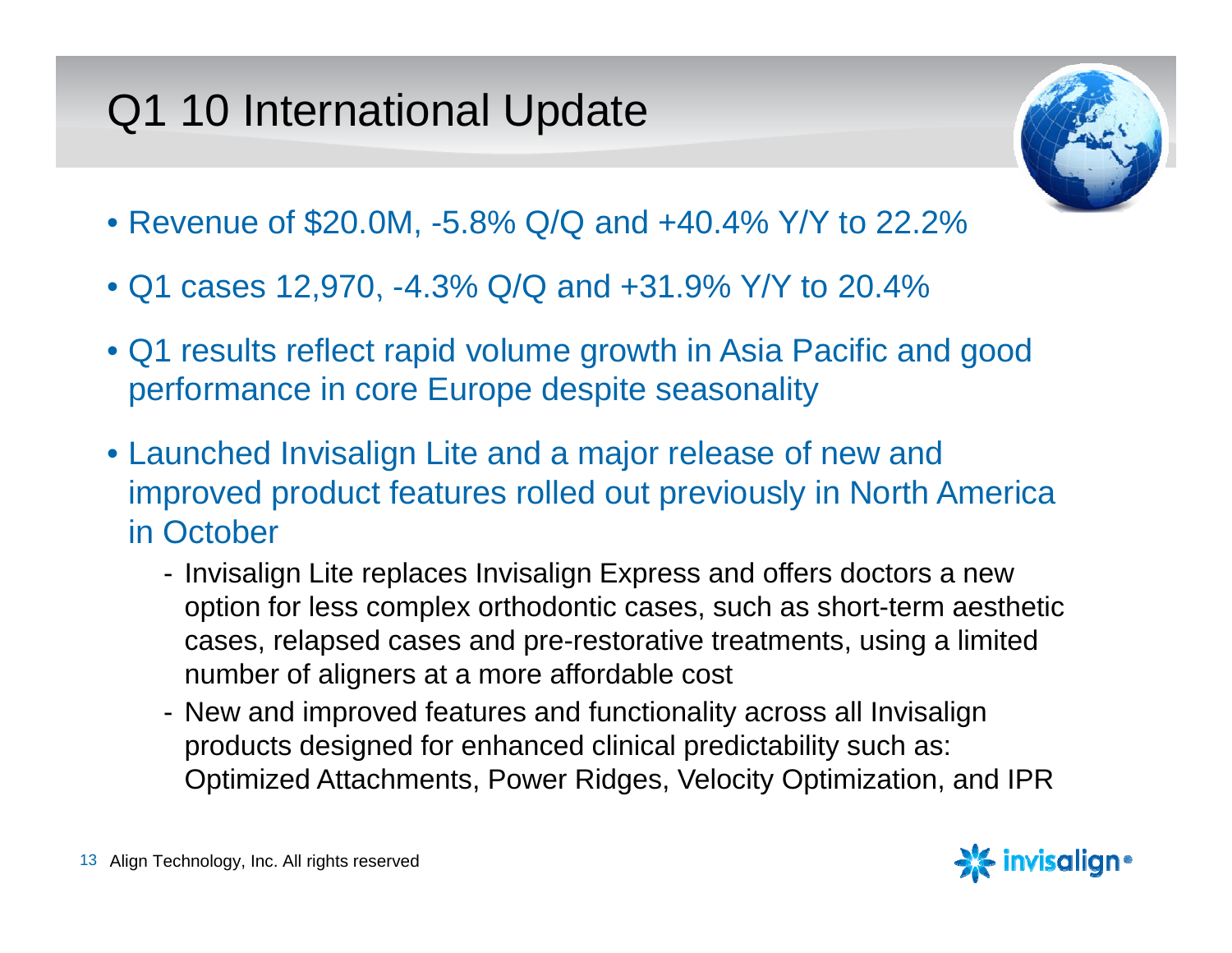# Q1 10 International Update

- Revenue of $20.0M, -5.8% Q/Q and +40.4% Y/Y to 22.2%
- Q1 cases 12,970, -4.3% Q/Q and +31.9% Y/Y to 20.4%
- Q1 results reflect rapid volume growth in Asia Pacific and good performance in core Europe despite seasonality
- Launched Invisalign Lite and a major release of new and improved product features rolled out previously in North America in October
  - Invisalign Lite replaces Invisalign Express and offers doctors a new option for less complex orthodontic cases, such as short-term aesthetic cases, relapsed cases and pre-restorative treatments, using a limited number of aligners at a more affordable cost
  - New and improved features and functionality across all Invisalign products designed for enhanced clinical predictability such as: Optimized Attachments, Power Ridges, Velocity Optimization, and IPR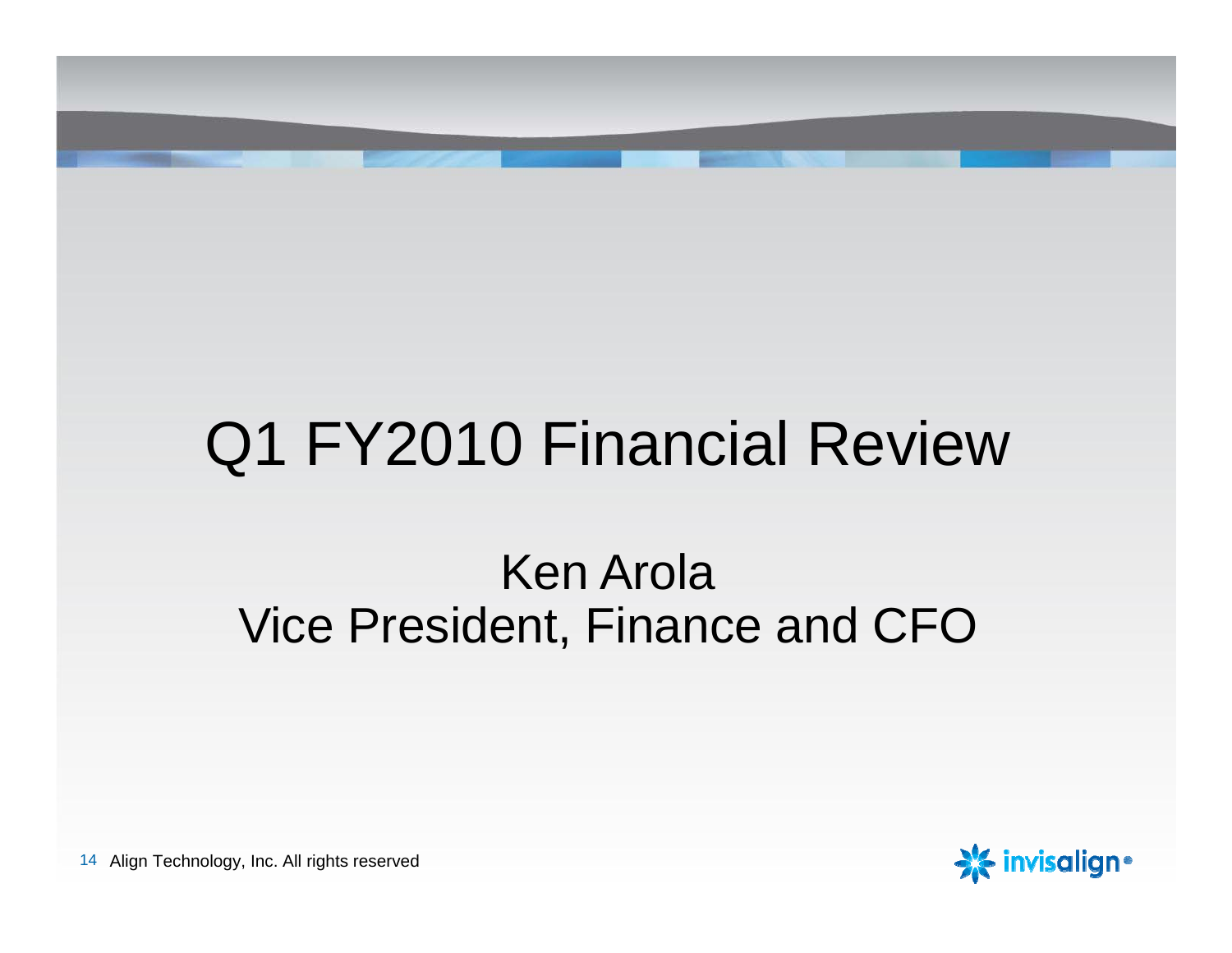# Q1 FY2010 Financial Review

## Ken Arola
## Vice President, Finance and CFO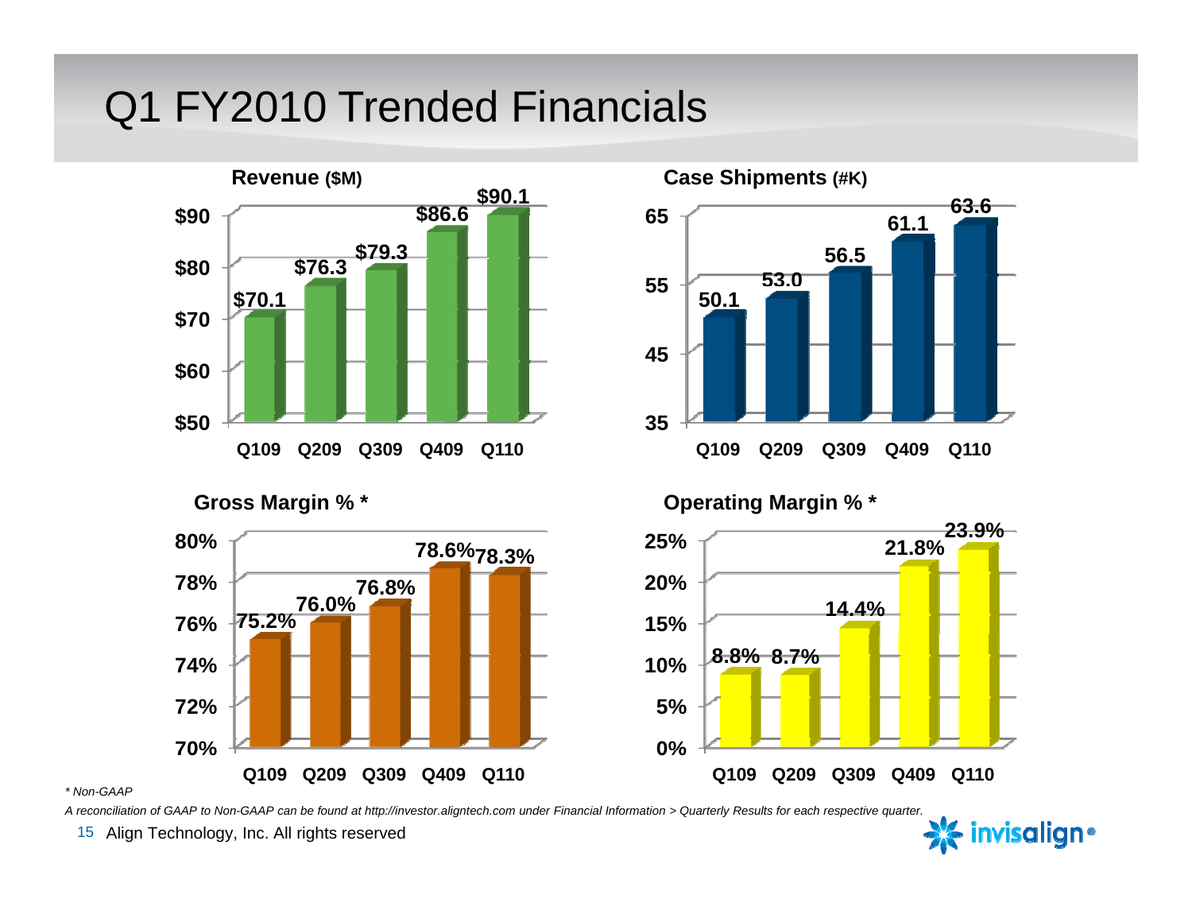# Q1 FY2010 Trended Financials

**Revenue ($M)**

| | Q109 | Q209 | Q309 | Q409 | Q110 |
|---|---|---|---|---|---|
| Revenue ($M) | $70.1 | $76.3 | $79.3 | $86.6 | $90.1 |

**Case Shipments (#K)**

| | Q109 | Q209 | Q309 | Q409 | Q110 |
|---|---|---|---|---|---|
| Case Shipments (#K) | 50.1 | 53.0 | 56.5 | 61.1 | 63.6 |

**Gross Margin % ***

| | Q109 | Q209 | Q309 | Q409 | Q110 |
|---|---|---|---|---|---|
| Gross Margin % * | 75.2% | 76.0% | 76.8% | 78.6% | 78.3% |

**Operating Margin % ***

| | Q109 | Q209 | Q309 | Q409 | Q110 |
|---|---|---|---|---|---|
| Operating Margin % * | 8.8% | 8.7% | 14.4% | 21.8% | 23.9% |

*\* Non-GAAP*

*A reconciliation of GAAP to Non-GAAP can be found at http://investor.aligntech.com under Financial Information > Quarterly Results for each respective quarter.*

Align Technology, Inc. All rights reserved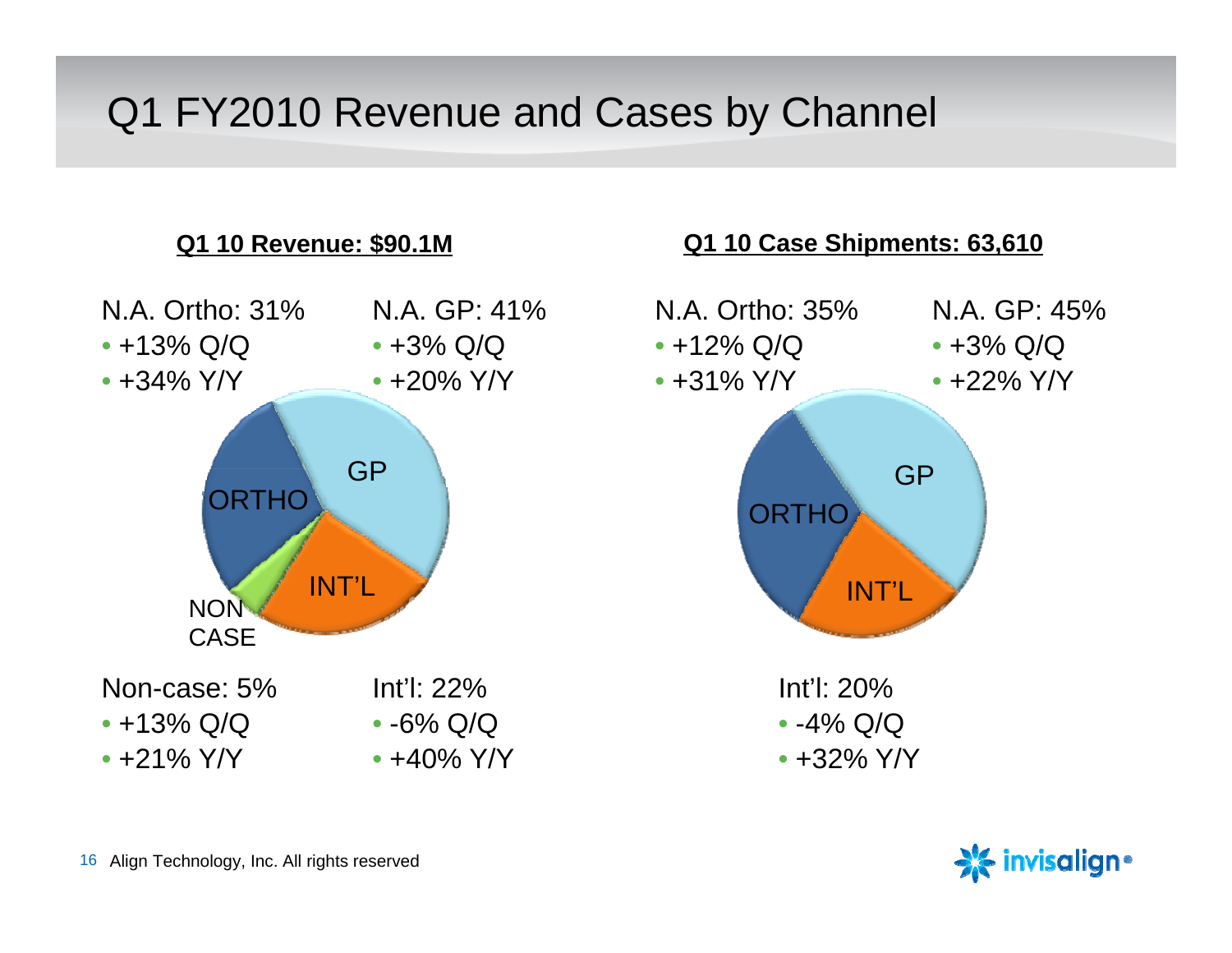# Q1 FY2010 Revenue and Cases by Channel

**Q1 10 Revenue: $90.1M**

N.A. Ortho: 31%
- +13% Q/Q
- +34% Y/Y

N.A. GP: 41%
- +3% Q/Q
- +20% Y/Y

ORTHO  GP  INT'L  NON CASE

Non-case: 5%
- +13% Q/Q
- +21% Y/Y

Int'l: 22%
- -6% Q/Q
- +40% Y/Y

**Q1 10 Case Shipments: 63,610**

N.A. Ortho: 35%
- +12% Q/Q
- +31% Y/Y

N.A. GP: 45%
- +3% Q/Q
- +22% Y/Y

ORTHO  GP  INT'L

Int'l: 20%
- -4% Q/Q
- +32% Y/Y

Align Technology, Inc. All rights reserved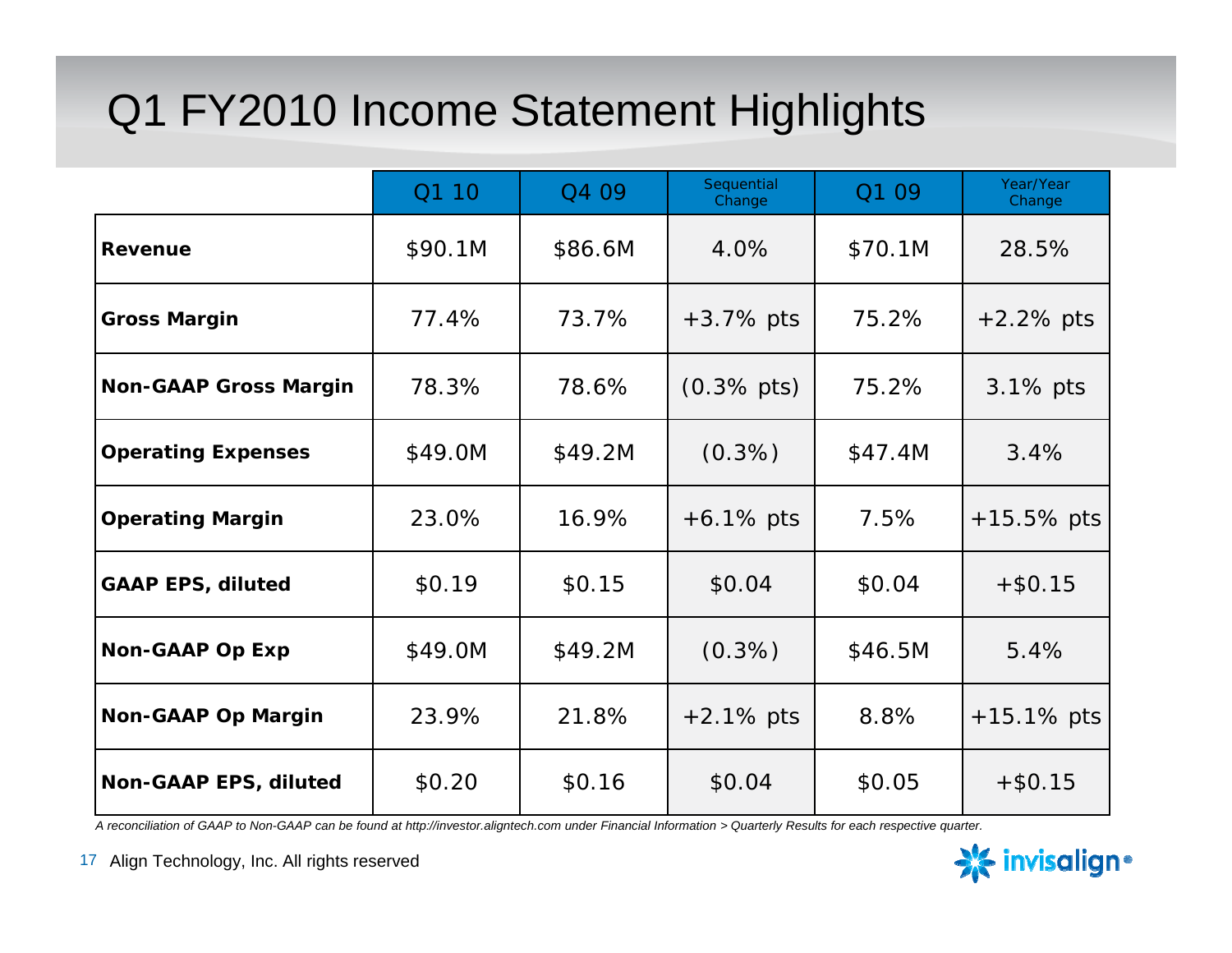# Q1 FY2010 Income Statement Highlights

| | Q1 10 | Q4 09 | Sequential Change | Q1 09 | Year/Year Change |
|---|---|---|---|---|---|
| **Revenue** | $90.1M | $86.6M | 4.0% | $70.1M | 28.5% |
| **Gross Margin** | 77.4% | 73.7% | +3.7% pts | 75.2% | +2.2% pts |
| **Non-GAAP Gross Margin** | 78.3% | 78.6% | (0.3% pts) | 75.2% | 3.1% pts |
| **Operating Expenses** | $49.0M | $49.2M | (0.3%) | $47.4M | 3.4% |
| **Operating Margin** | 23.0% | 16.9% | +6.1% pts | 7.5% | +15.5% pts |
| **GAAP EPS, diluted** | $0.19 | $0.15 | $0.04 | $0.04 | +$0.15 |
| **Non-GAAP Op Exp** | $49.0M | $49.2M | (0.3%) | $46.5M | 5.4% |
| **Non-GAAP Op Margin** | 23.9% | 21.8% | +2.1% pts | 8.8% | +15.1% pts |
| **Non-GAAP EPS, diluted** | $0.20 | $0.16 | $0.04 | $0.05 | +$0.15 |

*A reconciliation of GAAP to Non-GAAP can be found at http://investor.aligntech.com under Financial Information > Quarterly Results for each respective quarter.*

Align Technology, Inc. All rights reserved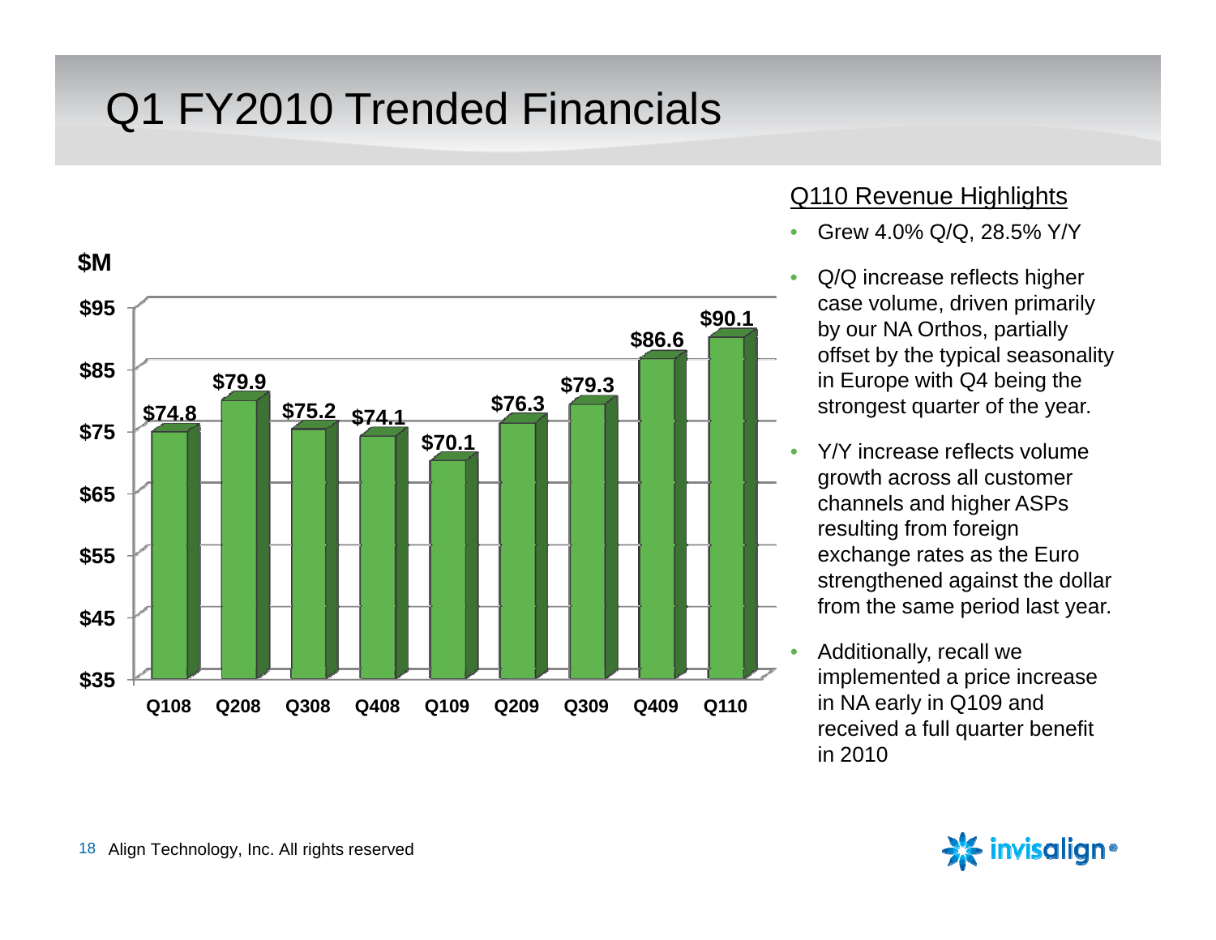# Q1 FY2010 Trended Financials

$M

| Quarter | Revenue ($M) |
|---|---|
| Q108 | $74.8 |
| Q208 | $79.9 |
| Q308 | $75.2 |
| Q408 | $74.1 |
| Q109 | $70.1 |
| Q209 | $76.3 |
| Q309 | $79.3 |
| Q409 | $86.6 |
| Q110 | $90.1 |

## Q110 Revenue Highlights

- Grew 4.0% Q/Q, 28.5% Y/Y
- Q/Q increase reflects higher case volume, driven primarily by our NA Orthos, partially offset by the typical seasonality in Europe with Q4 being the strongest quarter of the year.
- Y/Y increase reflects volume growth across all customer channels and higher ASPs resulting from foreign exchange rates as the Euro strengthened against the dollar from the same period last year.
- Additionally, recall we implemented a price increase in NA early in Q109 and received a full quarter benefit in 2010

Align Technology, Inc. All rights reserved

invisalign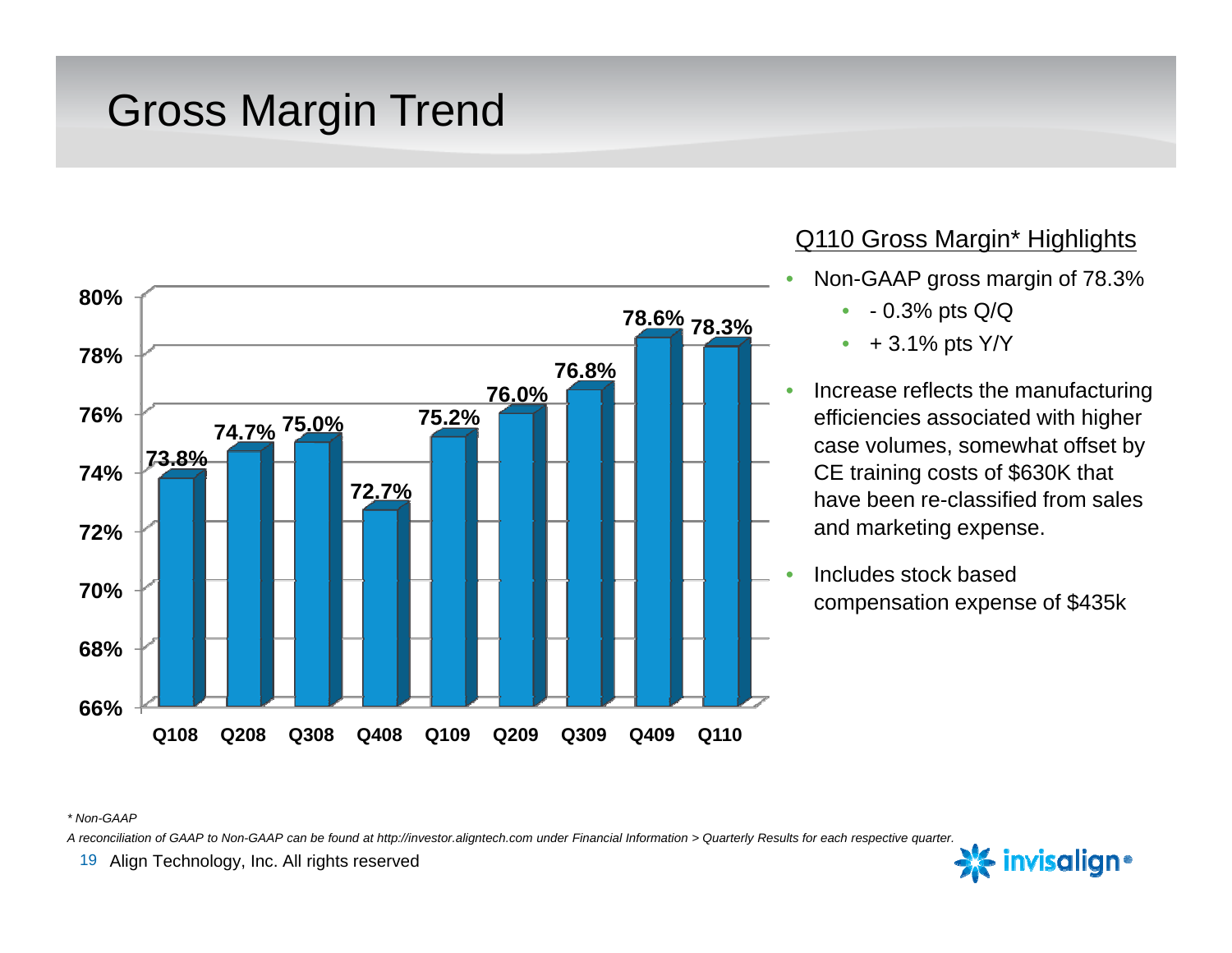# Gross Margin Trend

| Quarter | Gross Margin |
| --- | --- |
| Q108 | 73.8% |
| Q208 | 74.7% |
| Q308 | 75.0% |
| Q408 | 72.7% |
| Q109 | 75.2% |
| Q209 | 76.0% |
| Q309 | 76.8% |
| Q409 | 78.6% |
| Q110 | 78.3% |

## Q110 Gross Margin* Highlights

- Non-GAAP gross margin of 78.3%
  - - 0.3% pts Q/Q
  - + 3.1% pts Y/Y
- Increase reflects the manufacturing efficiencies associated with higher case volumes, somewhat offset by CE training costs of $630K that have been re-classified from sales and marketing expense.
- Includes stock based compensation expense of $435k

*\* Non-GAAP*

*A reconciliation of GAAP to Non-GAAP can be found at http://investor.aligntech.com under Financial Information > Quarterly Results for each respective quarter.*

Align Technology, Inc. All rights reserved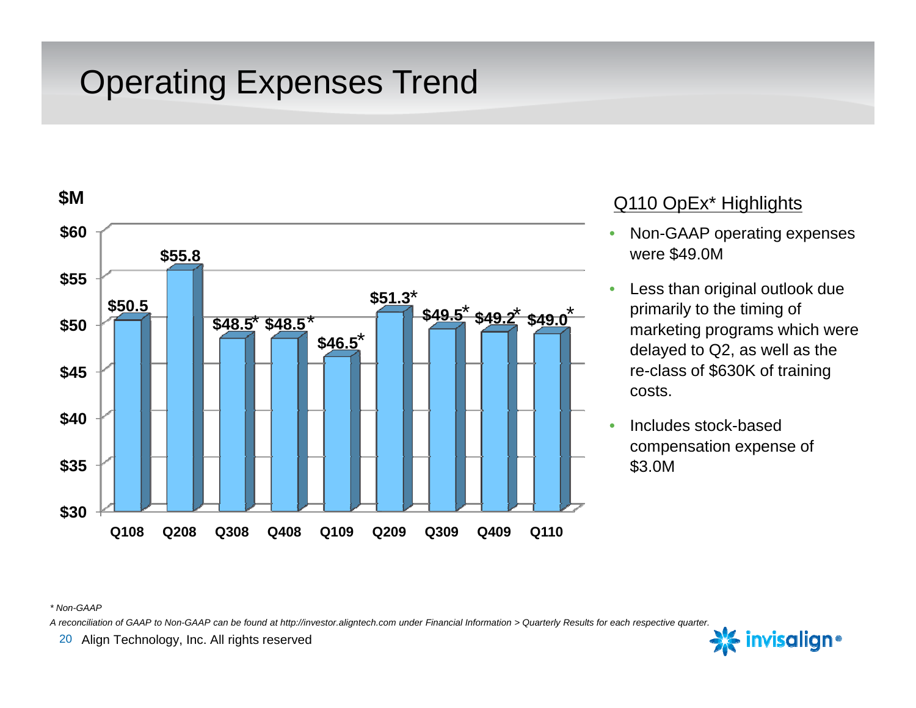# Operating Expenses Trend

| Quarter | $M |
|---|---|
| Q108 | $50.5 |
| Q208 | $55.8 |
| Q308 | $48.5* |
| Q408 | $48.5* |
| Q109 | $46.5* |
| Q209 | $51.3* |
| Q309 | $49.5* |
| Q409 | $49.2* |
| Q110 | $49.0* |

## Q110 OpEx* Highlights

- Non-GAAP operating expenses were $49.0M
- Less than original outlook due primarily to the timing of marketing programs which were delayed to Q2, as well as the re-class of $630K of training costs.
- Includes stock-based compensation expense of $3.0M

*\* Non-GAAP*

*A reconciliation of GAAP to Non-GAAP can be found at http://investor.aligntech.com under Financial Information > Quarterly Results for each respective quarter.*

Align Technology, Inc. All rights reserved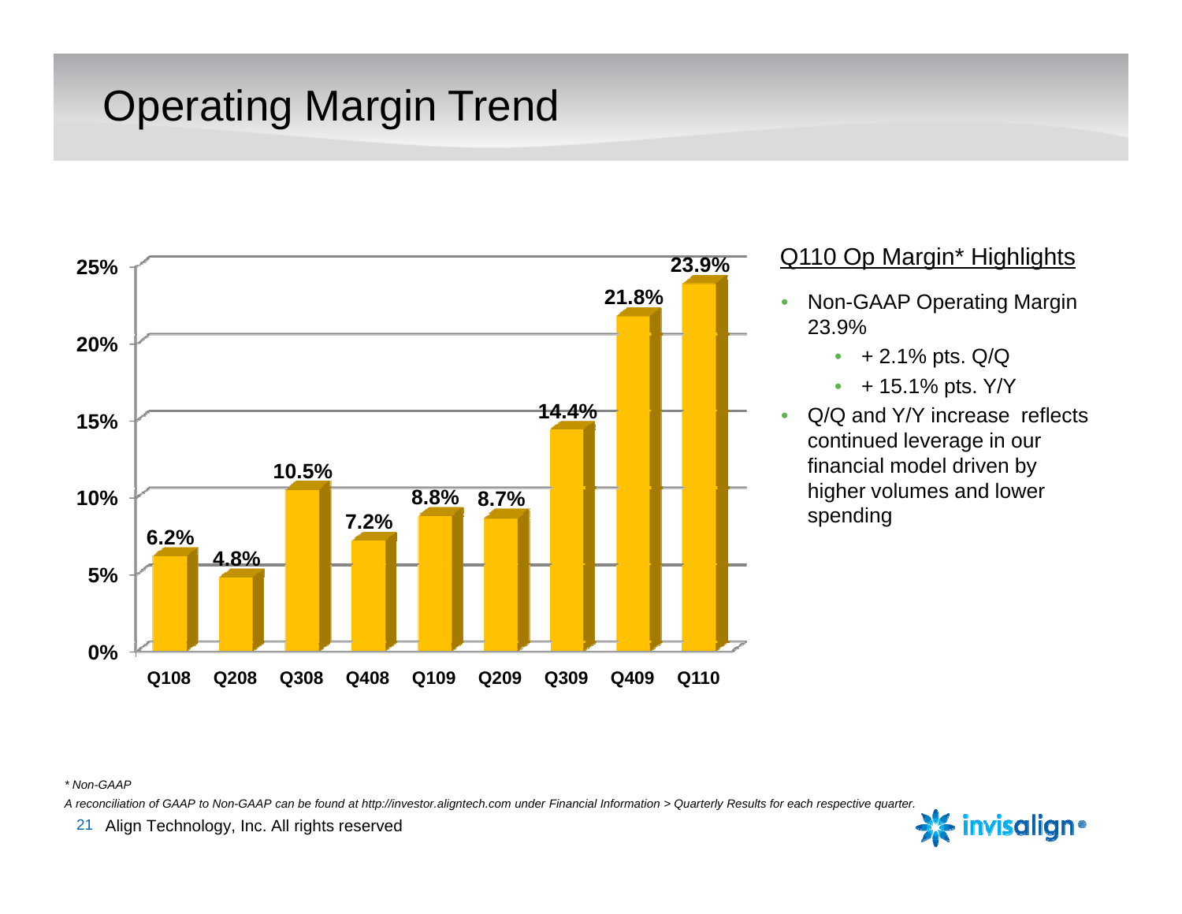# Operating Margin Trend

| Quarter | Operating Margin |
|---|---|
| Q108 | 6.2% |
| Q208 | 4.8% |
| Q308 | 10.5% |
| Q408 | 7.2% |
| Q109 | 8.8% |
| Q209 | 8.7% |
| Q309 | 14.4% |
| Q409 | 21.8% |
| Q110 | 23.9% |

## Q110 Op Margin* Highlights

- Non-GAAP Operating Margin 23.9%
  - + 2.1% pts. Q/Q
  - + 15.1% pts. Y/Y
- Q/Q and Y/Y increase reflects continued leverage in our financial model driven by higher volumes and lower spending

*\* Non-GAAP*

*A reconciliation of GAAP to Non-GAAP can be found at http://investor.aligntech.com under Financial Information > Quarterly Results for each respective quarter.*

Align Technology, Inc. All rights reserved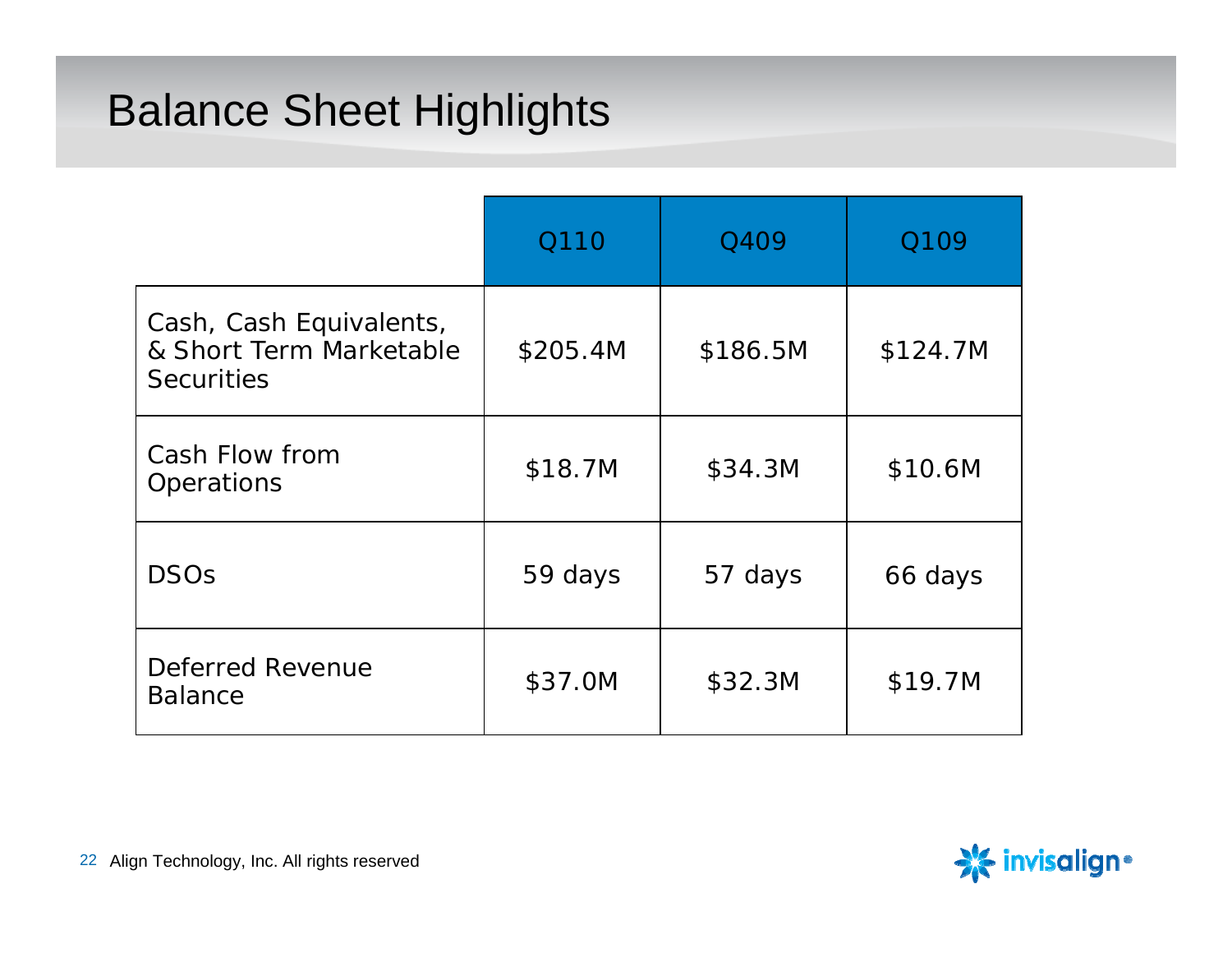# Balance Sheet Highlights

| | Q110 | Q409 | Q109 |
|---|---|---|---|
| Cash, Cash Equivalents, & Short Term Marketable Securities | $205.4M | $186.5M | $124.7M |
| Cash Flow from Operations | $18.7M | $34.3M | $10.6M |
| DSOs | 59 days | 57 days | 66 days |
| Deferred Revenue Balance | $37.0M | $32.3M | $19.7M |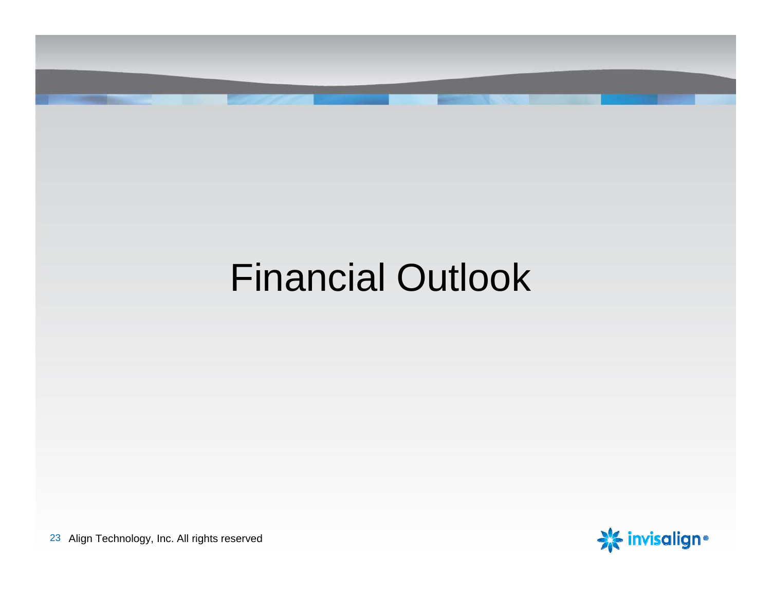# Financial Outlook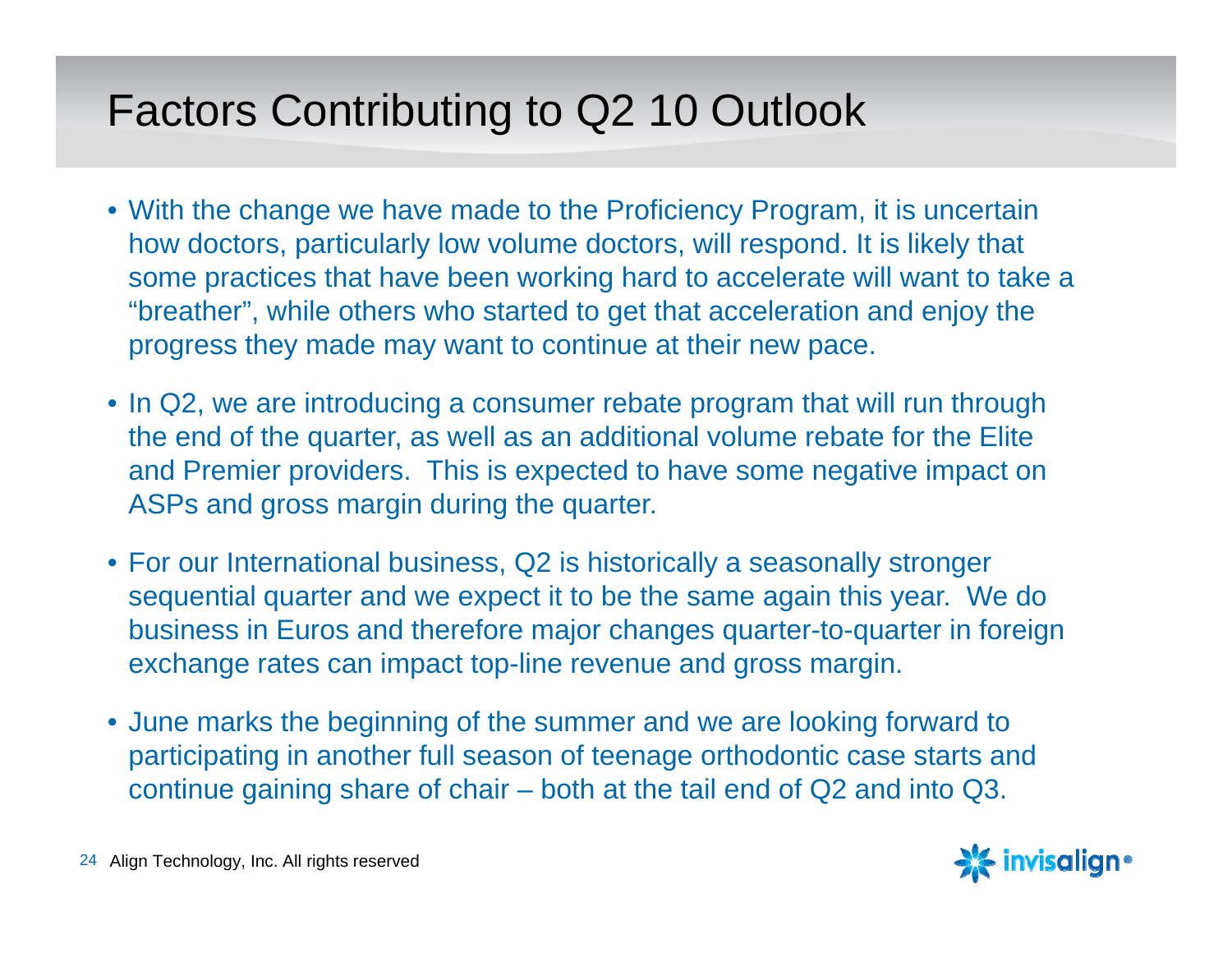# Factors Contributing to Q2 10 Outlook

- With the change we have made to the Proficiency Program, it is uncertain how doctors, particularly low volume doctors, will respond. It is likely that some practices that have been working hard to accelerate will want to take a “breather”, while others who started to get that acceleration and enjoy the progress they made may want to continue at their new pace.
- In Q2, we are introducing a consumer rebate program that will run through the end of the quarter, as well as an additional volume rebate for the Elite and Premier providers. This is expected to have some negative impact on ASPs and gross margin during the quarter.
- For our International business, Q2 is historically a seasonally stronger sequential quarter and we expect it to be the same again this year. We do business in Euros and therefore major changes quarter-to-quarter in foreign exchange rates can impact top-line revenue and gross margin.
- June marks the beginning of the summer and we are looking forward to participating in another full season of teenage orthodontic case starts and continue gaining share of chair – both at the tail end of Q2 and into Q3.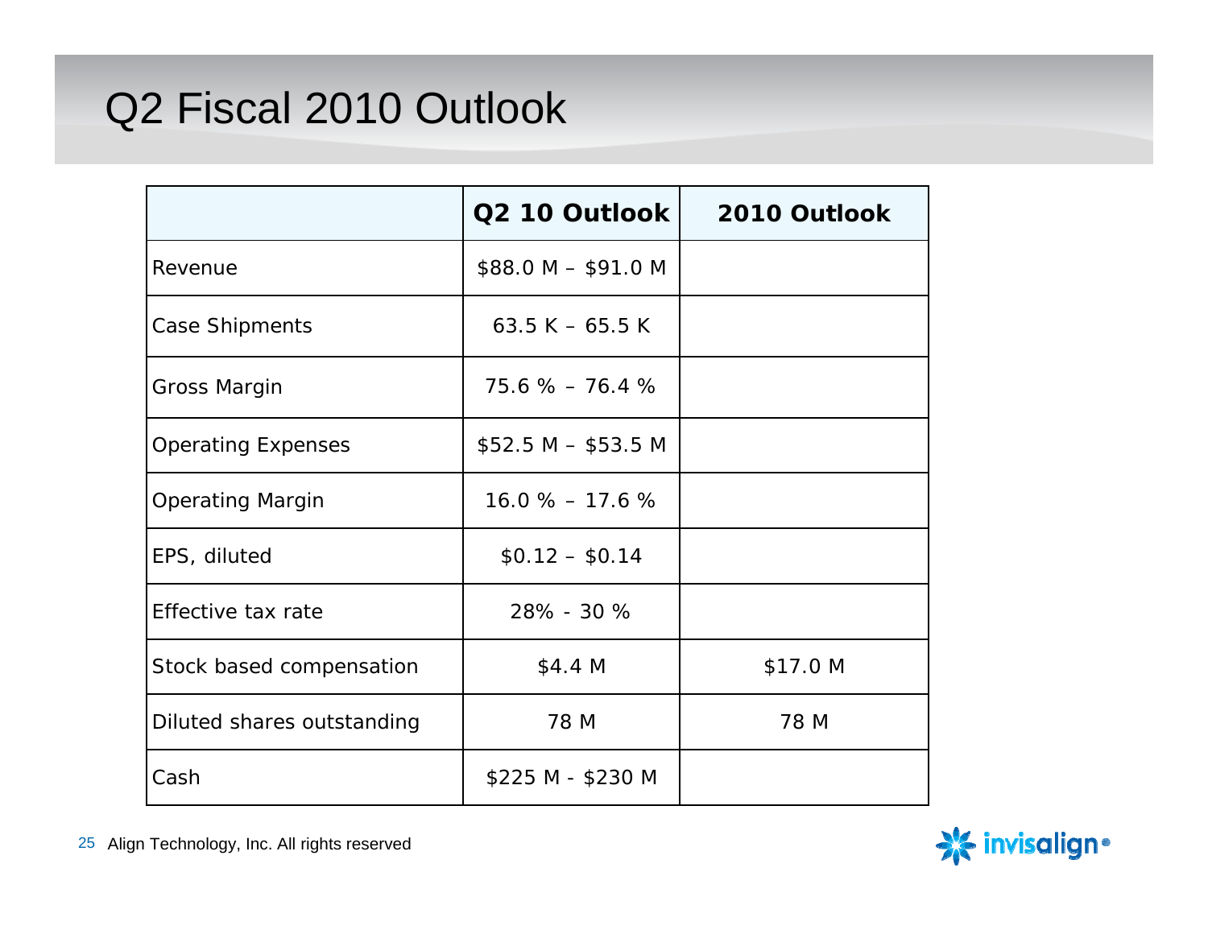# Q2 Fiscal 2010 Outlook

| | Q2 10 Outlook | 2010 Outlook |
|---|---|---|
| Revenue | $88.0 M – $91.0 M | |
| Case Shipments | 63.5 K – 65.5 K | |
| Gross Margin | 75.6 % – 76.4 % | |
| Operating Expenses | $52.5 M – $53.5 M | |
| Operating Margin | 16.0 % – 17.6 % | |
| EPS, diluted | $0.12 – $0.14 | |
| Effective tax rate | 28% - 30 % | |
| Stock based compensation | $4.4 M | $17.0 M |
| Diluted shares outstanding | 78 M | 78 M |
| Cash | $225 M - $230 M | |

Align Technology, Inc. All rights reserved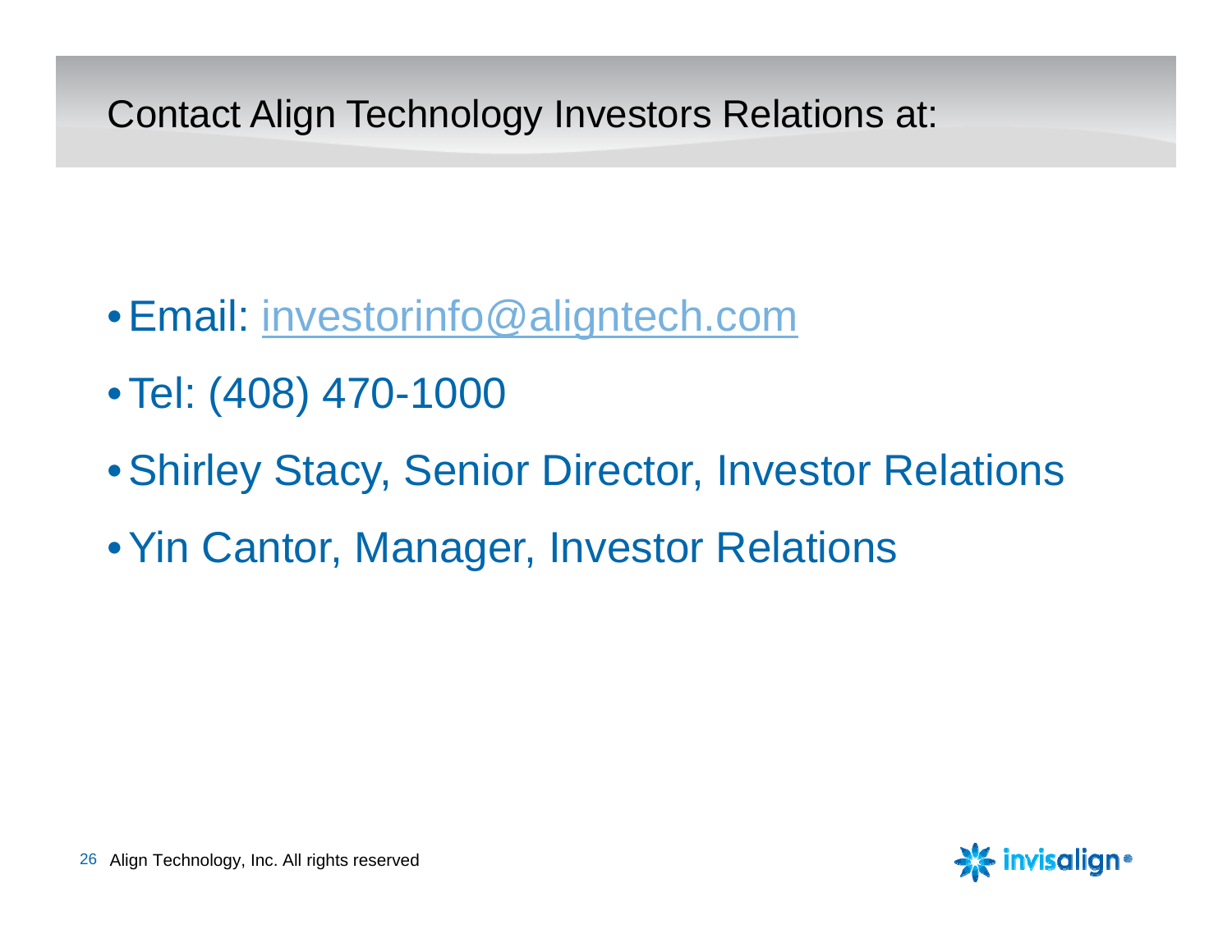## Contact Align Technology Investors Relations at:

- Email: investorinfo@aligntech.com
- Tel: (408) 470-1000
- Shirley Stacy, Senior Director, Investor Relations
- Yin Cantor, Manager, Investor Relations

Align Technology, Inc. All rights reserved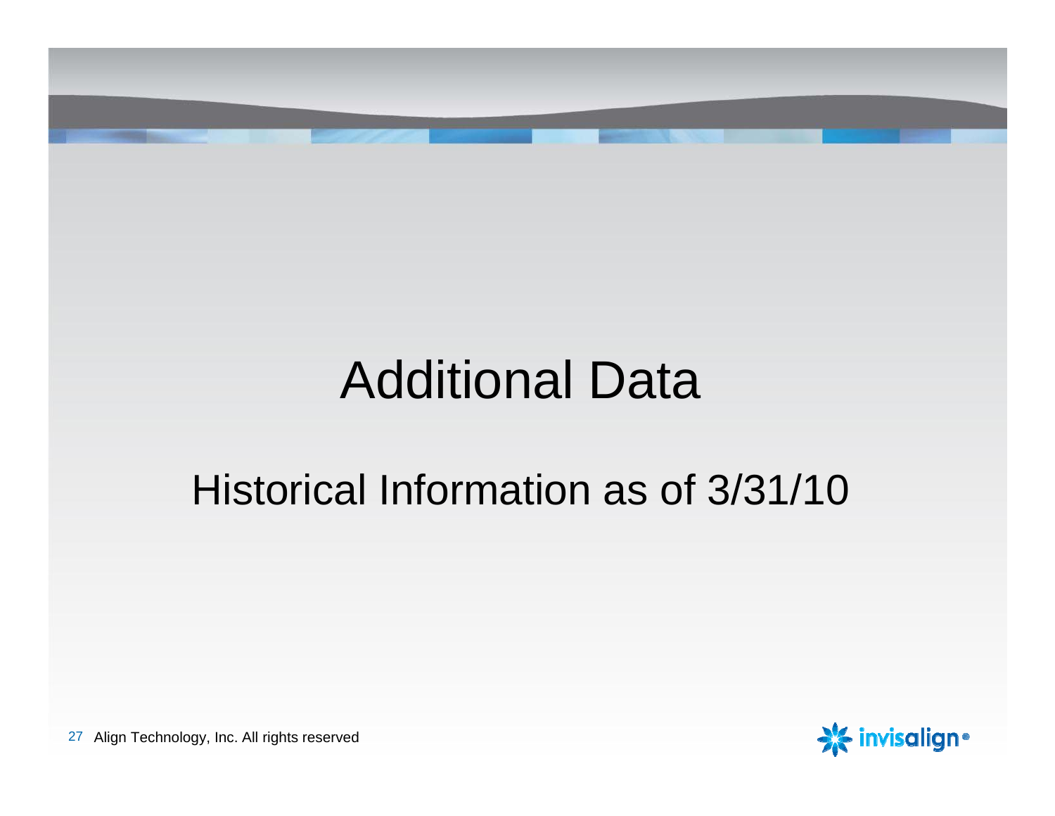# Additional Data

## Historical Information as of 3/31/10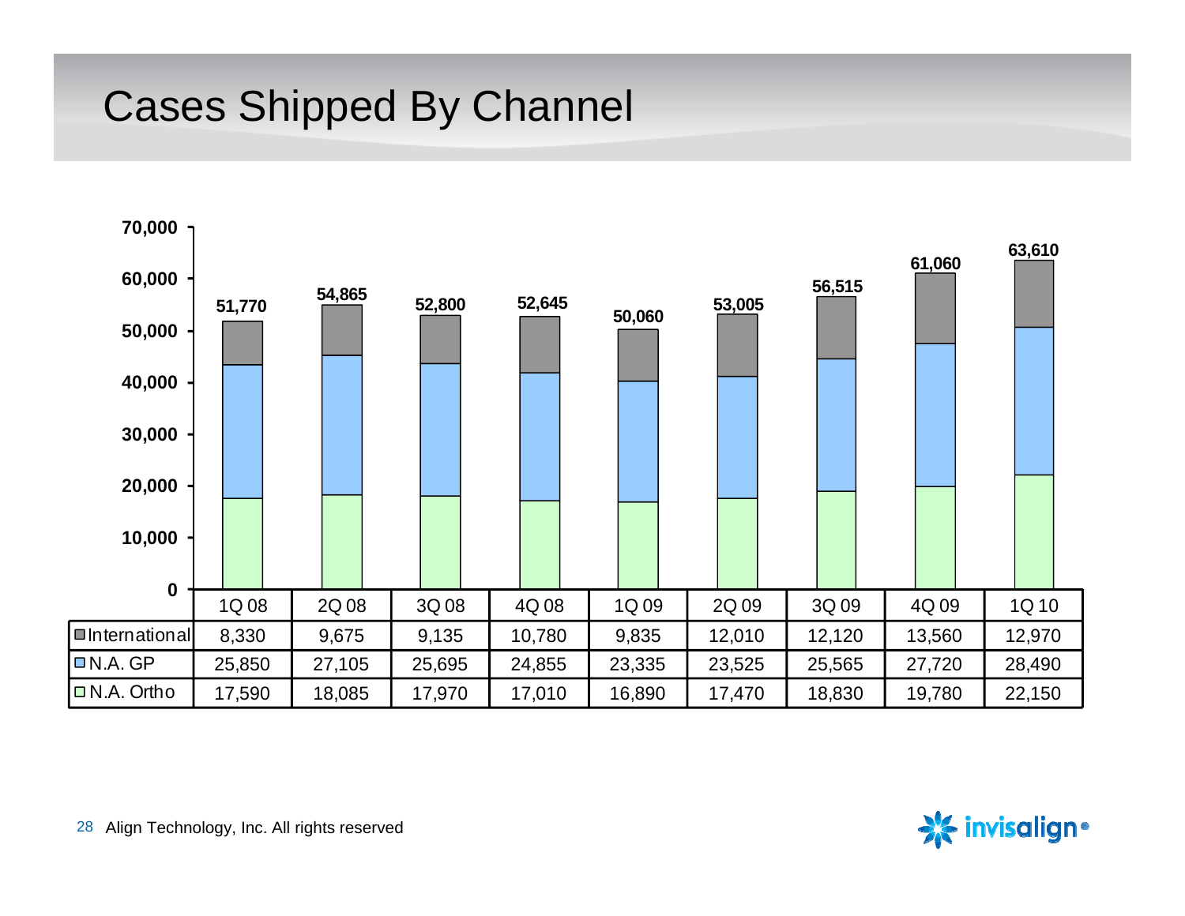# Cases Shipped By Channel

| | 1Q 08 | 2Q 08 | 3Q 08 | 4Q 08 | 1Q 09 | 2Q 09 | 3Q 09 | 4Q 09 | 1Q 10 |
|---|---|---|---|---|---|---|---|---|---|
| International | 8,330 | 9,675 | 9,135 | 10,780 | 9,835 | 12,010 | 12,120 | 13,560 | 12,970 |
| N.A. GP | 25,850 | 27,105 | 25,695 | 24,855 | 23,335 | 23,525 | 25,565 | 27,720 | 28,490 |
| N.A. Ortho | 17,590 | 18,085 | 17,970 | 17,010 | 16,890 | 17,470 | 18,830 | 19,780 | 22,150 |
| **Total** | **51,770** | **54,865** | **52,800** | **52,645** | **50,060** | **53,005** | **56,515** | **61,060** | **63,610** |

Align Technology, Inc. All rights reserved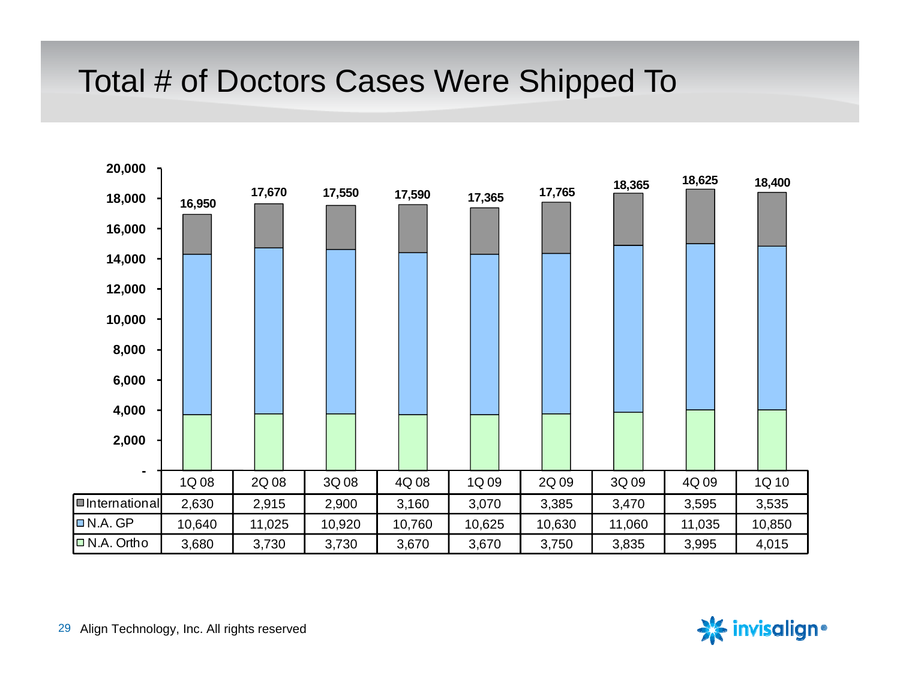# Total # of Doctors Cases Were Shipped To

| | 1Q 08 | 2Q 08 | 3Q 08 | 4Q 08 | 1Q 09 | 2Q 09 | 3Q 09 | 4Q 09 | 1Q 10 |
|---|---|---|---|---|---|---|---|---|---|
| International | 2,630 | 2,915 | 2,900 | 3,160 | 3,070 | 3,385 | 3,470 | 3,595 | 3,535 |
| N.A. GP | 10,640 | 11,025 | 10,920 | 10,760 | 10,625 | 10,630 | 11,060 | 11,035 | 10,850 |
| N.A. Ortho | 3,680 | 3,730 | 3,730 | 3,670 | 3,670 | 3,750 | 3,835 | 3,995 | 4,015 |
| Total | 16,950 | 17,670 | 17,550 | 17,590 | 17,365 | 17,765 | 18,365 | 18,625 | 18,400 |

Align Technology, Inc. All rights reserved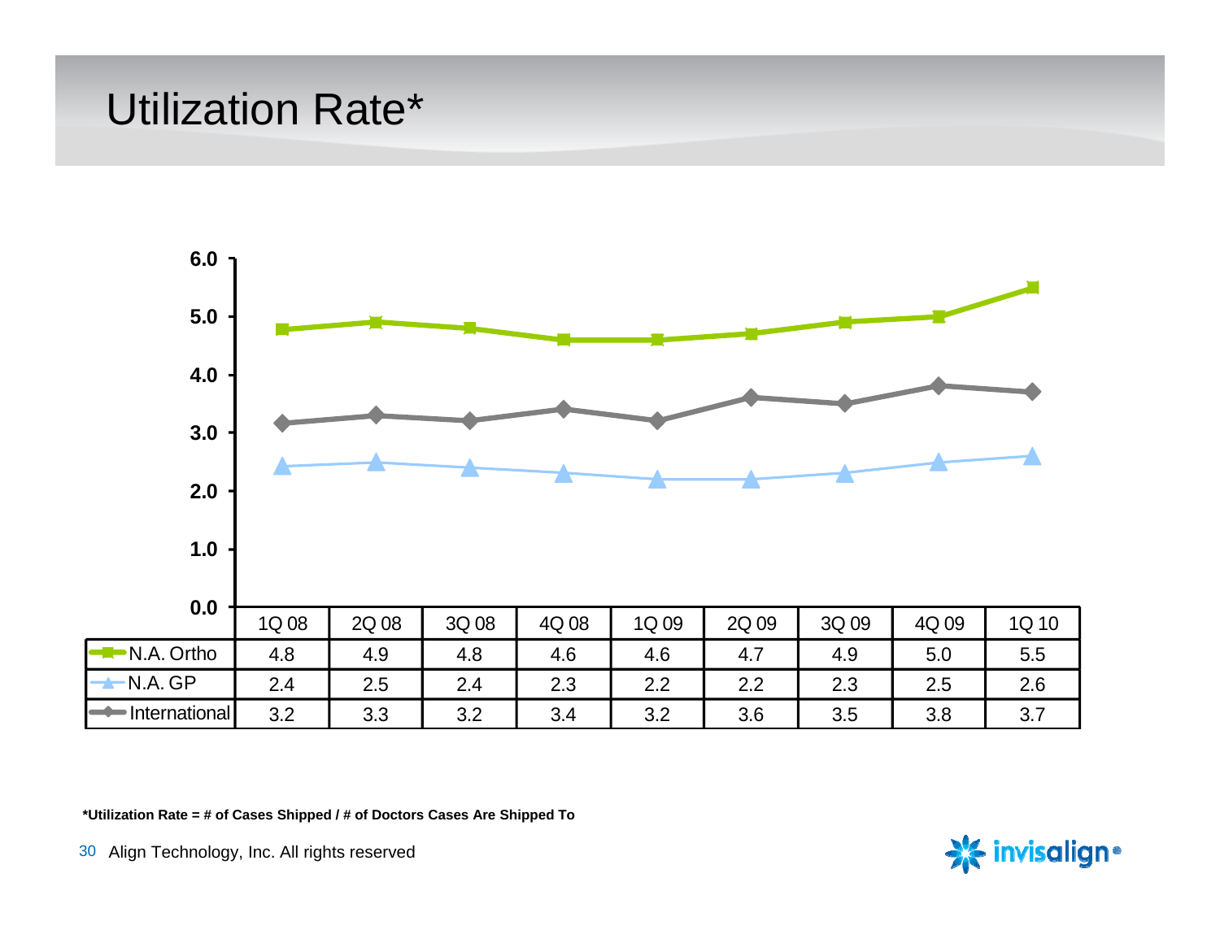# Utilization Rate*

| | 1Q 08 | 2Q 08 | 3Q 08 | 4Q 08 | 1Q 09 | 2Q 09 | 3Q 09 | 4Q 09 | 1Q 10 |
|---|---|---|---|---|---|---|---|---|---|
| N.A. Ortho | 4.8 | 4.9 | 4.8 | 4.6 | 4.6 | 4.7 | 4.9 | 5.0 | 5.5 |
| N.A. GP | 2.4 | 2.5 | 2.4 | 2.3 | 2.2 | 2.2 | 2.3 | 2.5 | 2.6 |
| International | 3.2 | 3.3 | 3.2 | 3.4 | 3.2 | 3.6 | 3.5 | 3.8 | 3.7 |

***Utilization Rate = # of Cases Shipped / # of Doctors Cases Are Shipped To**

Align Technology, Inc. All rights reserved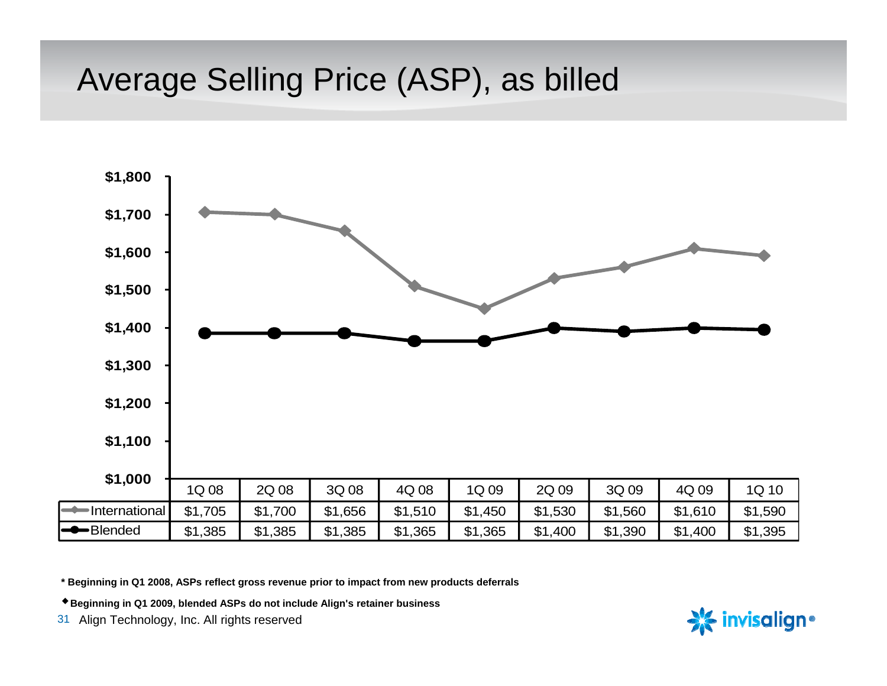# Average Selling Price (ASP), as billed

$1,800
$1,700
$1,600
$1,500
$1,400
$1,300
$1,200
$1,100
$1,000

| | 1Q 08 | 2Q 08 | 3Q 08 | 4Q 08 | 1Q 09 | 2Q 09 | 3Q 09 | 4Q 09 | 1Q 10 |
|---|---|---|---|---|---|---|---|---|---|
| International | $1,705 | $1,700 | $1,656 | $1,510 | $1,450 | $1,530 | $1,560 | $1,610 | $1,590 |
| Blended | $1,385 | $1,385 | $1,385 | $1,365 | $1,365 | $1,400 | $1,390 | $1,400 | $1,395 |

**\* Beginning in Q1 2008, ASPs reflect gross revenue prior to impact from new products deferrals**

**◆ Beginning in Q1 2009, blended ASPs do not include Align's retainer business**